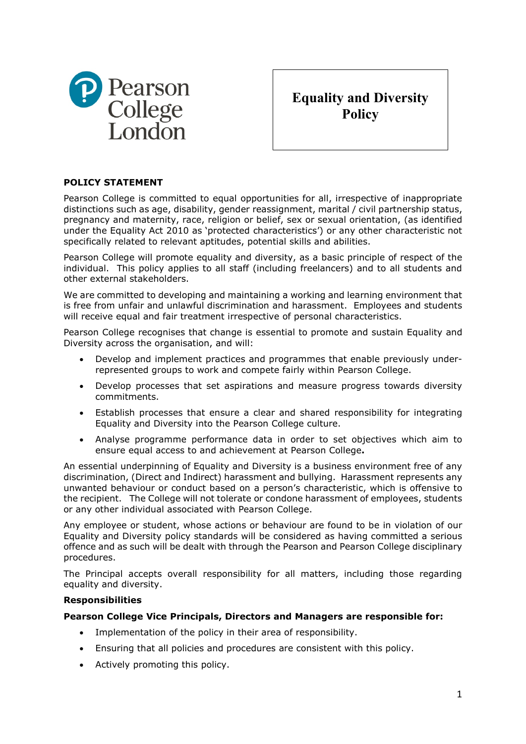Pearson College London

# Equality and Diversity Policy

## POLICY STATEMENT

Pearson College is committed to equal opportunities for all, irrespective of inappropriate distinctions such as age, disability, gender reassignment, marital / civil partnership status, pregnancy and maternity, race, religion or belief, sex or sexual orientation, (as identified under the Equality Act 2010 as 'protected characteristics') or any other characteristic not specifically related to relevant aptitudes, potential skills and abilities.

Pearson College will promote equality and diversity, as a basic principle of respect of the individual. This policy applies to all staff (including freelancers) and to all students and other external stakeholders.

We are committed to developing and maintaining a working and learning environment that is free from unfair and unlawful discrimination and harassment. Employees and students will receive equal and fair treatment irrespective of personal characteristics.

Pearson College recognises that change is essential to promote and sustain Equality and Diversity across the organisation, and will:

- Develop and implement practices and programmes that enable previously under-represented groups to work and compete fairly within Pearson College.
- Develop processes that set aspirations and measure progress towards diversity commitments.
- Establish processes that ensure a clear and shared responsibility for integrating Equality and Diversity into the Pearson College culture.
- Analyse programme performance data in order to set objectives which aim to ensure equal access to and achievement at Pearson College**.**

An essential underpinning of Equality and Diversity is a business environment free of any discrimination, (Direct and Indirect) harassment and bullying. Harassment represents any unwanted behaviour or conduct based on a person's characteristic, which is offensive to the recipient. The College will not tolerate or condone harassment of employees, students or any other individual associated with Pearson College.

Any employee or student, whose actions or behaviour are found to be in violation of our Equality and Diversity policy standards will be considered as having committed a serious offence and as such will be dealt with through the Pearson and Pearson College disciplinary procedures.

The Principal accepts overall responsibility for all matters, including those regarding equality and diversity.

### Responsibilities

**Pearson College Vice Principals, Directors and Managers are responsible for:**

- Implementation of the policy in their area of responsibility.
- Ensuring that all policies and procedures are consistent with this policy.
- Actively promoting this policy.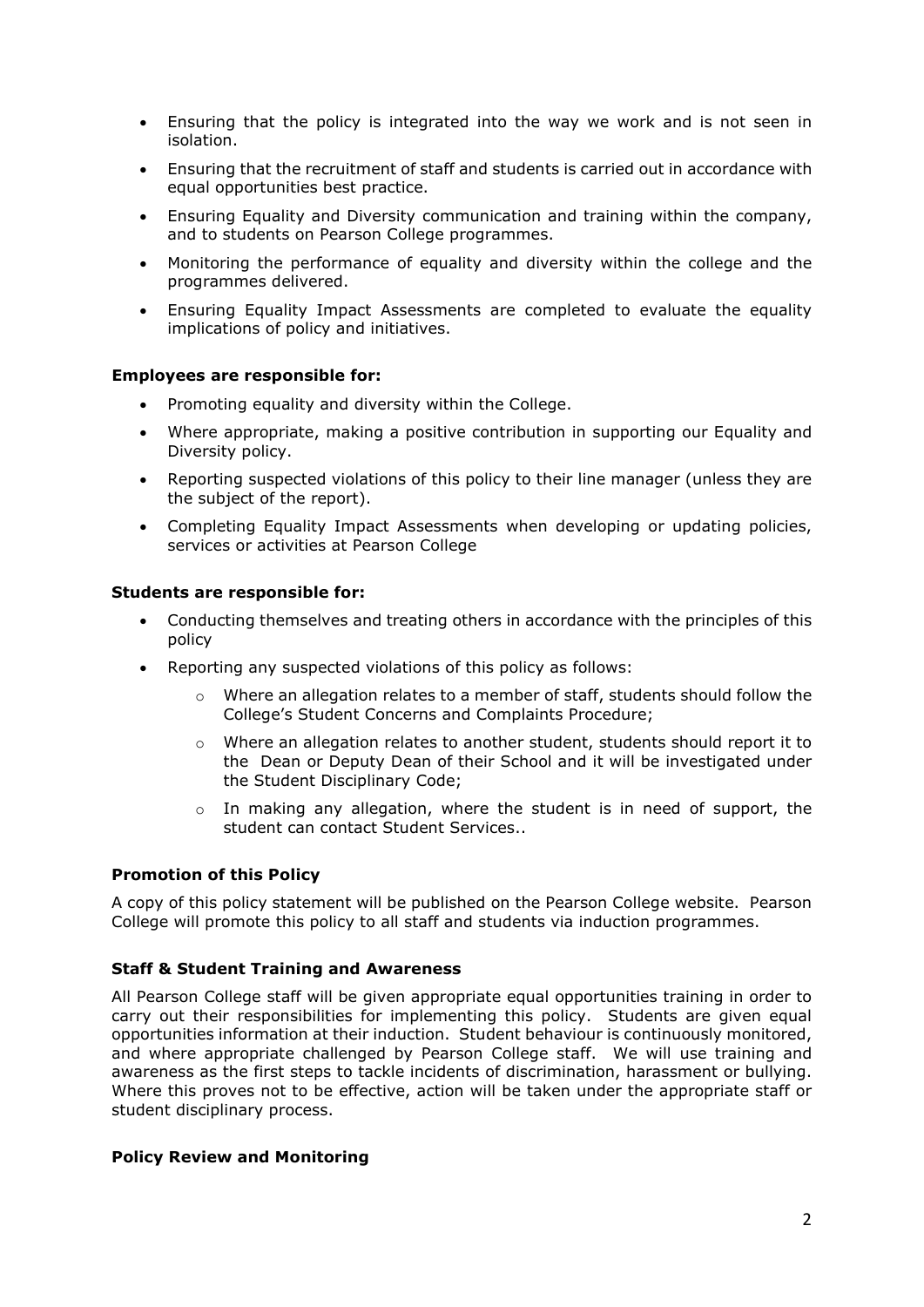- Ensuring that the policy is integrated into the way we work and is not seen in isolation.
- Ensuring that the recruitment of staff and students is carried out in accordance with equal opportunities best practice.
- Ensuring Equality and Diversity communication and training within the company, and to students on Pearson College programmes.
- Monitoring the performance of equality and diversity within the college and the programmes delivered.
- Ensuring Equality Impact Assessments are completed to evaluate the equality implications of policy and initiatives.

**Employees are responsible for:**

- Promoting equality and diversity within the College.
- Where appropriate, making a positive contribution in supporting our Equality and Diversity policy.
- Reporting suspected violations of this policy to their line manager (unless they are the subject of the report).
- Completing Equality Impact Assessments when developing or updating policies, services or activities at Pearson College

**Students are responsible for:**

- Conducting themselves and treating others in accordance with the principles of this policy
- Reporting any suspected violations of this policy as follows:
    - Where an allegation relates to a member of staff, students should follow the College's Student Concerns and Complaints Procedure;
    - Where an allegation relates to another student, students should report it to the Dean or Deputy Dean of their School and it will be investigated under the Student Disciplinary Code;
    - In making any allegation, where the student is in need of support, the student can contact Student Services..

**Promotion of this Policy**

A copy of this policy statement will be published on the Pearson College website. Pearson College will promote this policy to all staff and students via induction programmes.

**Staff & Student Training and Awareness**

All Pearson College staff will be given appropriate equal opportunities training in order to carry out their responsibilities for implementing this policy. Students are given equal opportunities information at their induction. Student behaviour is continuously monitored, and where appropriate challenged by Pearson College staff. We will use training and awareness as the first steps to tackle incidents of discrimination, harassment or bullying. Where this proves not to be effective, action will be taken under the appropriate staff or student disciplinary process.

**Policy Review and Monitoring**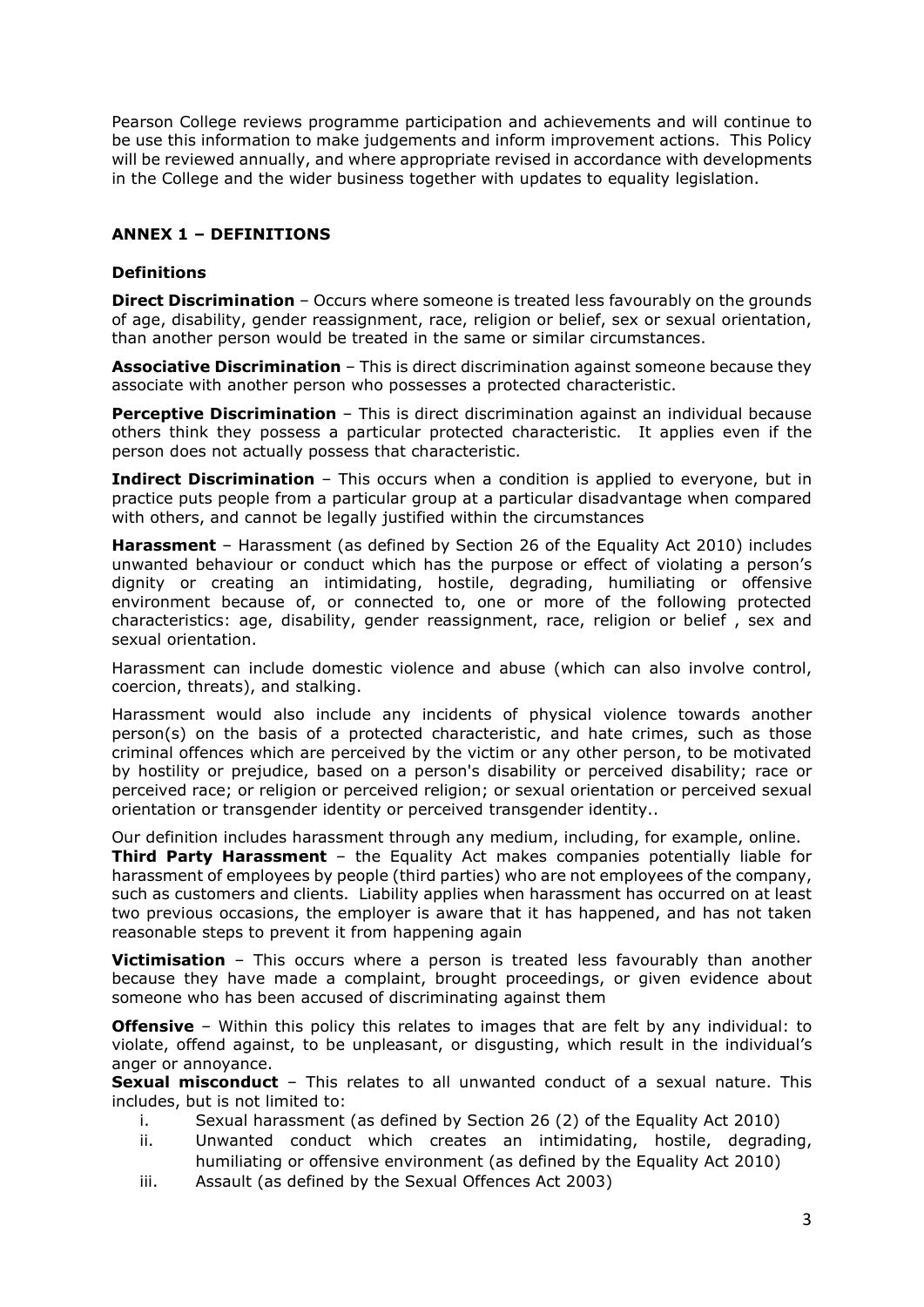Pearson College reviews programme participation and achievements and will continue to be use this information to make judgements and inform improvement actions. This Policy will be reviewed annually, and where appropriate revised in accordance with developments in the College and the wider business together with updates to equality legislation.

## ANNEX 1 – DEFINITIONS

### Definitions

**Direct Discrimination** – Occurs where someone is treated less favourably on the grounds of age, disability, gender reassignment, race, religion or belief, sex or sexual orientation, than another person would be treated in the same or similar circumstances.

**Associative Discrimination** – This is direct discrimination against someone because they associate with another person who possesses a protected characteristic.

**Perceptive Discrimination** – This is direct discrimination against an individual because others think they possess a particular protected characteristic. It applies even if the person does not actually possess that characteristic.

**Indirect Discrimination** – This occurs when a condition is applied to everyone, but in practice puts people from a particular group at a particular disadvantage when compared with others, and cannot be legally justified within the circumstances

**Harassment** – Harassment (as defined by Section 26 of the Equality Act 2010) includes unwanted behaviour or conduct which has the purpose or effect of violating a person's dignity or creating an intimidating, hostile, degrading, humiliating or offensive environment because of, or connected to, one or more of the following protected characteristics: age, disability, gender reassignment, race, religion or belief , sex and sexual orientation.

Harassment can include domestic violence and abuse (which can also involve control, coercion, threats), and stalking.

Harassment would also include any incidents of physical violence towards another person(s) on the basis of a protected characteristic, and hate crimes, such as those criminal offences which are perceived by the victim or any other person, to be motivated by hostility or prejudice, based on a person's disability or perceived disability; race or perceived race; or religion or perceived religion; or sexual orientation or perceived sexual orientation or transgender identity or perceived transgender identity..

Our definition includes harassment through any medium, including, for example, online.

**Third Party Harassment** – the Equality Act makes companies potentially liable for harassment of employees by people (third parties) who are not employees of the company, such as customers and clients. Liability applies when harassment has occurred on at least two previous occasions, the employer is aware that it has happened, and has not taken reasonable steps to prevent it from happening again

**Victimisation** – This occurs where a person is treated less favourably than another because they have made a complaint, brought proceedings, or given evidence about someone who has been accused of discriminating against them

**Offensive** – Within this policy this relates to images that are felt by any individual: to violate, offend against, to be unpleasant, or disgusting, which result in the individual's anger or annoyance.

**Sexual misconduct** – This relates to all unwanted conduct of a sexual nature. This includes, but is not limited to:

i. Sexual harassment (as defined by Section 26 (2) of the Equality Act 2010)
ii. Unwanted conduct which creates an intimidating, hostile, degrading, humiliating or offensive environment (as defined by the Equality Act 2010)
iii. Assault (as defined by the Sexual Offences Act 2003)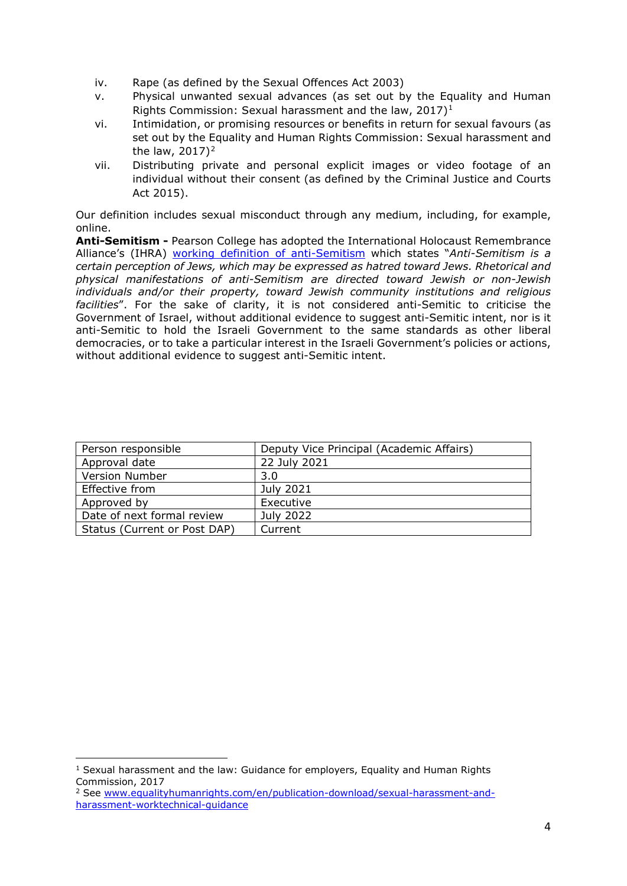iv. Rape (as defined by the Sexual Offences Act 2003)
v. Physical unwanted sexual advances (as set out by the Equality and Human Rights Commission: Sexual harassment and the law, 2017)[1]
vi. Intimidation, or promising resources or benefits in return for sexual favours (as set out by the Equality and Human Rights Commission: Sexual harassment and the law, 2017)[2]
vii. Distributing private and personal explicit images or video footage of an individual without their consent (as defined by the Criminal Justice and Courts Act 2015).

Our definition includes sexual misconduct through any medium, including, for example, online.

**Anti-Semitism -** Pearson College has adopted the International Holocaust Remembrance Alliance's (IHRA) working definition of anti-Semitism which states "*Anti-Semitism is a certain perception of Jews, which may be expressed as hatred toward Jews. Rhetorical and physical manifestations of anti-Semitism are directed toward Jewish or non-Jewish individuals and/or their property, toward Jewish community institutions and religious facilities*". For the sake of clarity, it is not considered anti-Semitic to criticise the Government of Israel, without additional evidence to suggest anti-Semitic intent, nor is it anti-Semitic to hold the Israeli Government to the same standards as other liberal democracies, or to take a particular interest in the Israeli Government's policies or actions, without additional evidence to suggest anti-Semitic intent.

| | |
|---|---|
| Person responsible | Deputy Vice Principal (Academic Affairs) |
| Approval date | 22 July 2021 |
| Version Number | 3.0 |
| Effective from | July 2021 |
| Approved by | Executive |
| Date of next formal review | July 2022 |
| Status (Current or Post DAP) | Current |

[1] Sexual harassment and the law: Guidance for employers, Equality and Human Rights Commission, 2017

[2] See www.equalityhumanrights.com/en/publication-download/sexual-harassment-and-harassment-worktechnical-guidance